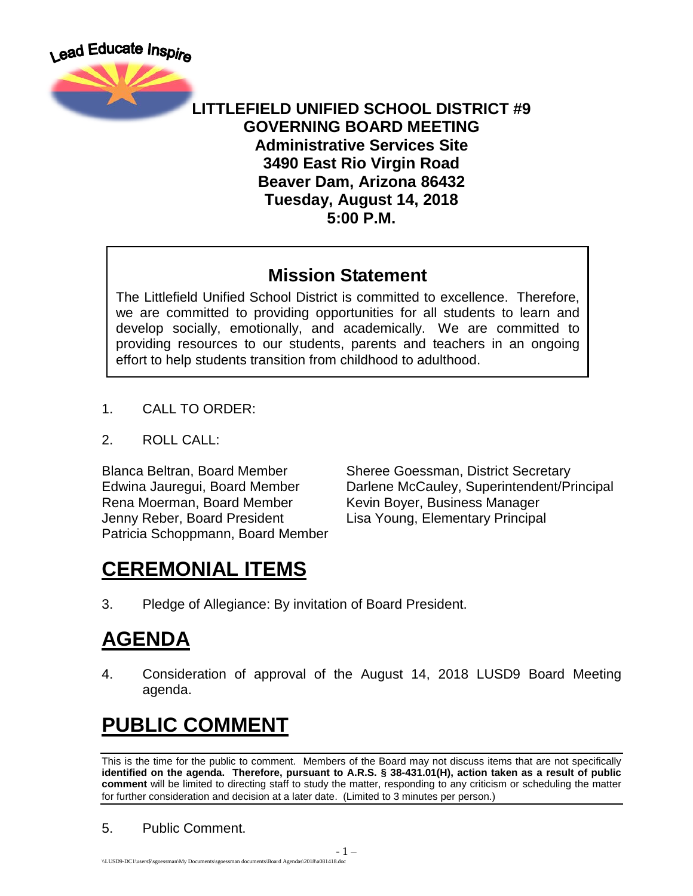Lead Educate Inspire

**LITTLEFIELD UNIFIED SCHOOL DISTRICT #9**
**GOVERNING BOARD MEETING**
**Administrative Services Site**
**3490 East Rio Virgin Road**
**Beaver Dam, Arizona 86432**
**Tuesday, August 14, 2018**
**5:00 P.M.**

## Mission Statement

The Littlefield Unified School District is committed to excellence. Therefore, we are committed to providing opportunities for all students to learn and develop socially, emotionally, and academically. We are committed to providing resources to our students, parents and teachers in an ongoing effort to help students transition from childhood to adulthood.

1. CALL TO ORDER:

2. ROLL CALL:

Blanca Beltran, Board Member
Edwina Jauregui, Board Member
Rena Moerman, Board Member
Jenny Reber, Board President
Patricia Schoppmann, Board Member

Sheree Goessman, District Secretary
Darlene McCauley, Superintendent/Principal
Kevin Boyer, Business Manager
Lisa Young, Elementary Principal

# CEREMONIAL ITEMS

3. Pledge of Allegiance: By invitation of Board President.

# AGENDA

4. Consideration of approval of the August 14, 2018 LUSD9 Board Meeting agenda.

# PUBLIC COMMENT

This is the time for the public to comment. Members of the Board may not discuss items that are not specifically **identified on the agenda. Therefore, pursuant to A.R.S. § 38-431.01(H), action taken as a result of public comment** will be limited to directing staff to study the matter, responding to any criticism or scheduling the matter for further consideration and decision at a later date. (Limited to 3 minutes per person.)

5. Public Comment.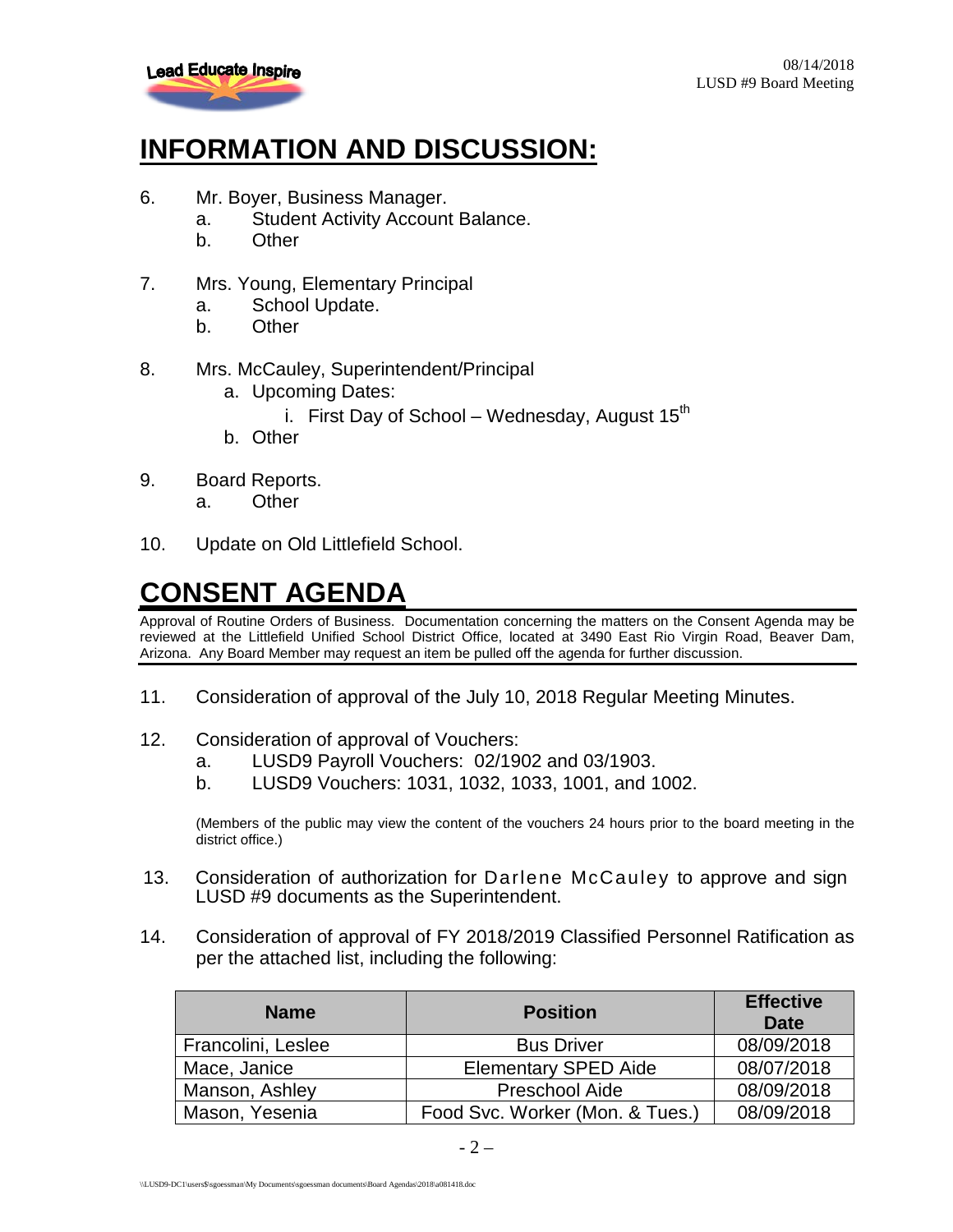# INFORMATION AND DISCUSSION:

6. Mr. Boyer, Business Manager.
   a. Student Activity Account Balance.
   b. Other

7. Mrs. Young, Elementary Principal
   a. School Update.
   b. Other

8. Mrs. McCauley, Superintendent/Principal
   a. Upcoming Dates:
      i. First Day of School – Wednesday, August 15th
   b. Other

9. Board Reports.
   a. Other

10. Update on Old Littlefield School.

# CONSENT AGENDA

Approval of Routine Orders of Business. Documentation concerning the matters on the Consent Agenda may be reviewed at the Littlefield Unified School District Office, located at 3490 East Rio Virgin Road, Beaver Dam, Arizona. Any Board Member may request an item be pulled off the agenda for further discussion.

11. Consideration of approval of the July 10, 2018 Regular Meeting Minutes.

12. Consideration of approval of Vouchers:
    a. LUSD9 Payroll Vouchers: 02/1902 and 03/1903.
    b. LUSD9 Vouchers: 1031, 1032, 1033, 1001, and 1002.

    (Members of the public may view the content of the vouchers 24 hours prior to the board meeting in the district office.)

13. Consideration of authorization for Darlene McCauley to approve and sign LUSD #9 documents as the Superintendent.

14. Consideration of approval of FY 2018/2019 Classified Personnel Ratification as per the attached list, including the following:

| Name | Position | Effective Date |
|---|---|---|
| Francolini, Leslee | Bus Driver | 08/09/2018 |
| Mace, Janice | Elementary SPED Aide | 08/07/2018 |
| Manson, Ashley | Preschool Aide | 08/09/2018 |
| Mason, Yesenia | Food Svc. Worker (Mon. & Tues.) | 08/09/2018 |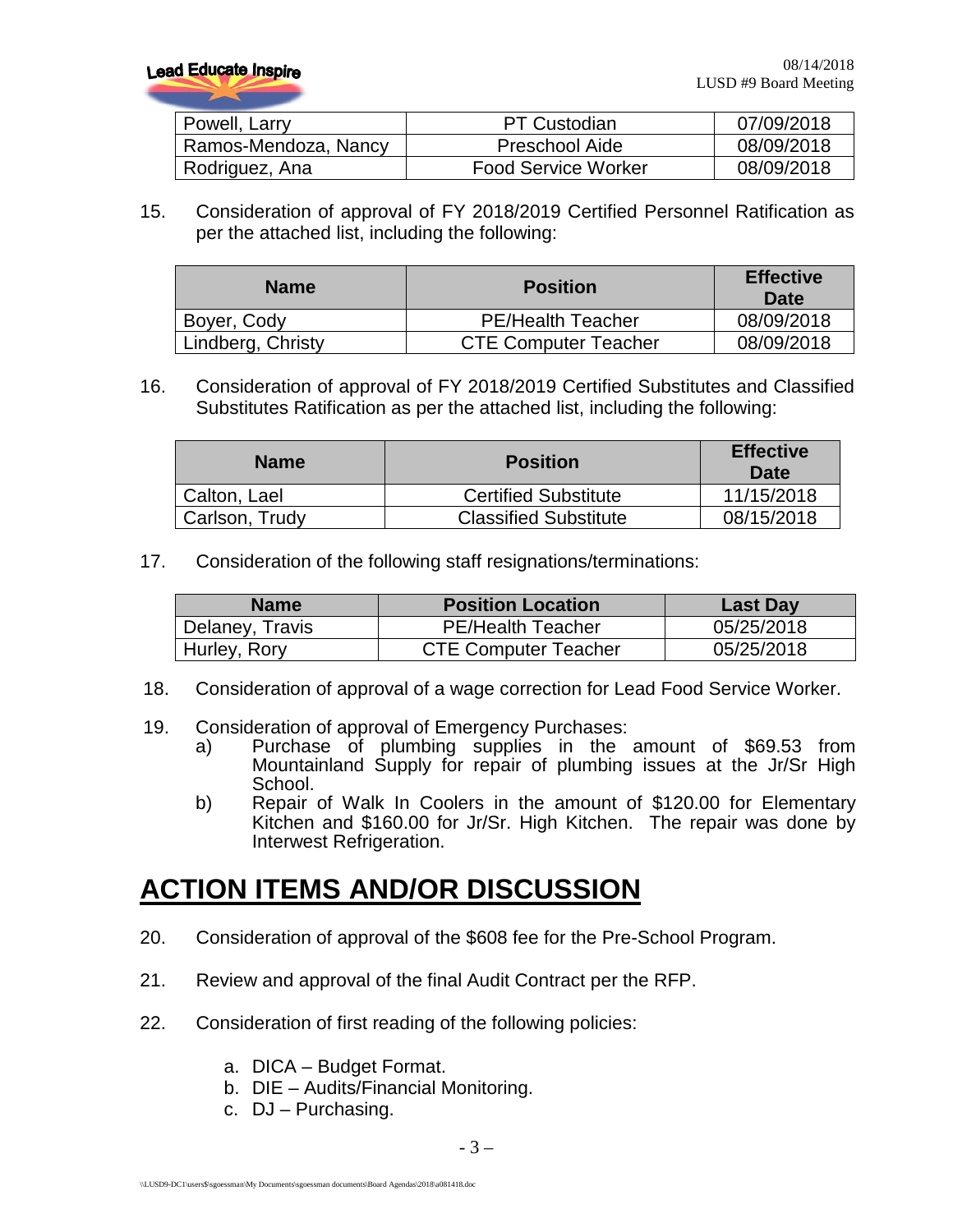| Powell, Larry | PT Custodian | 07/09/2018 |
|---|---|---|
| Ramos-Mendoza, Nancy | Preschool Aide | 08/09/2018 |
| Rodriguez, Ana | Food Service Worker | 08/09/2018 |

15. Consideration of approval of FY 2018/2019 Certified Personnel Ratification as per the attached list, including the following:

| Name | Position | Effective Date |
|---|---|---|
| Boyer, Cody | PE/Health Teacher | 08/09/2018 |
| Lindberg, Christy | CTE Computer Teacher | 08/09/2018 |

16. Consideration of approval of FY 2018/2019 Certified Substitutes and Classified Substitutes Ratification as per the attached list, including the following:

| Name | Position | Effective Date |
|---|---|---|
| Calton, Lael | Certified Substitute | 11/15/2018 |
| Carlson, Trudy | Classified Substitute | 08/15/2018 |

17. Consideration of the following staff resignations/terminations:

| Name | Position Location | Last Day |
|---|---|---|
| Delaney, Travis | PE/Health Teacher | 05/25/2018 |
| Hurley, Rory | CTE Computer Teacher | 05/25/2018 |

18. Consideration of approval of a wage correction for Lead Food Service Worker.

19. Consideration of approval of Emergency Purchases:
    a) Purchase of plumbing supplies in the amount of $69.53 from Mountainland Supply for repair of plumbing issues at the Jr/Sr High School.
    b) Repair of Walk In Coolers in the amount of $120.00 for Elementary Kitchen and $160.00 for Jr/Sr. High Kitchen. The repair was done by Interwest Refrigeration.

# ACTION ITEMS AND/OR DISCUSSION

20. Consideration of approval of the $608 fee for the Pre-School Program.

21. Review and approval of the final Audit Contract per the RFP.

22. Consideration of first reading of the following policies:

    a. DICA – Budget Format.
    b. DIE – Audits/Financial Monitoring.
    c. DJ – Purchasing.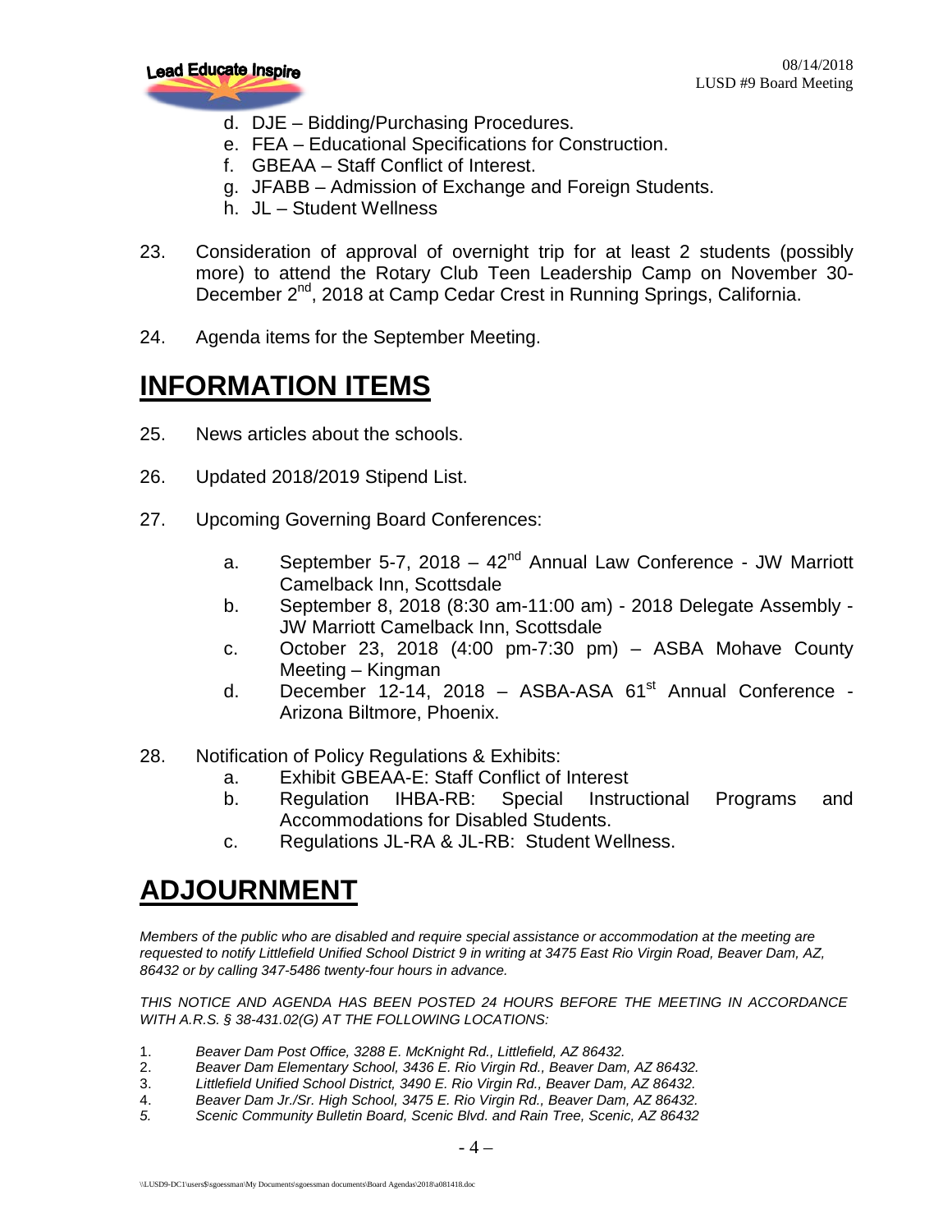d. DJE – Bidding/Purchasing Procedures.
e. FEA – Educational Specifications for Construction.
f. GBEAA – Staff Conflict of Interest.
g. JFABB – Admission of Exchange and Foreign Students.
h. JL – Student Wellness

23. Consideration of approval of overnight trip for at least 2 students (possibly more) to attend the Rotary Club Teen Leadership Camp on November 30-December 2nd, 2018 at Camp Cedar Crest in Running Springs, California.

24. Agenda items for the September Meeting.

# INFORMATION ITEMS

25. News articles about the schools.

26. Updated 2018/2019 Stipend List.

27. Upcoming Governing Board Conferences:

    a. September 5-7, 2018 – 42nd Annual Law Conference - JW Marriott Camelback Inn, Scottsdale
    b. September 8, 2018 (8:30 am-11:00 am) - 2018 Delegate Assembly - JW Marriott Camelback Inn, Scottsdale
    c. October 23, 2018 (4:00 pm-7:30 pm) – ASBA Mohave County Meeting – Kingman
    d. December 12-14, 2018 – ASBA-ASA 61st Annual Conference - Arizona Biltmore, Phoenix.

28. Notification of Policy Regulations & Exhibits:
    a. Exhibit GBEAA-E: Staff Conflict of Interest
    b. Regulation IHBA-RB: Special Instructional Programs and Accommodations for Disabled Students.
    c. Regulations JL-RA & JL-RB: Student Wellness.

# ADJOURNMENT

*Members of the public who are disabled and require special assistance or accommodation at the meeting are requested to notify Littlefield Unified School District 9 in writing at 3475 East Rio Virgin Road, Beaver Dam, AZ, 86432 or by calling 347-5486 twenty-four hours in advance.*

*THIS NOTICE AND AGENDA HAS BEEN POSTED 24 HOURS BEFORE THE MEETING IN ACCORDANCE WITH A.R.S. § 38-431.02(G) AT THE FOLLOWING LOCATIONS:*

1. *Beaver Dam Post Office, 3288 E. McKnight Rd., Littlefield, AZ 86432.*
2. *Beaver Dam Elementary School, 3436 E. Rio Virgin Rd., Beaver Dam, AZ 86432.*
3. *Littlefield Unified School District, 3490 E. Rio Virgin Rd., Beaver Dam, AZ 86432.*
4. *Beaver Dam Jr./Sr. High School, 3475 E. Rio Virgin Rd., Beaver Dam, AZ 86432.*
5. *Scenic Community Bulletin Board, Scenic Blvd. and Rain Tree, Scenic, AZ 86432*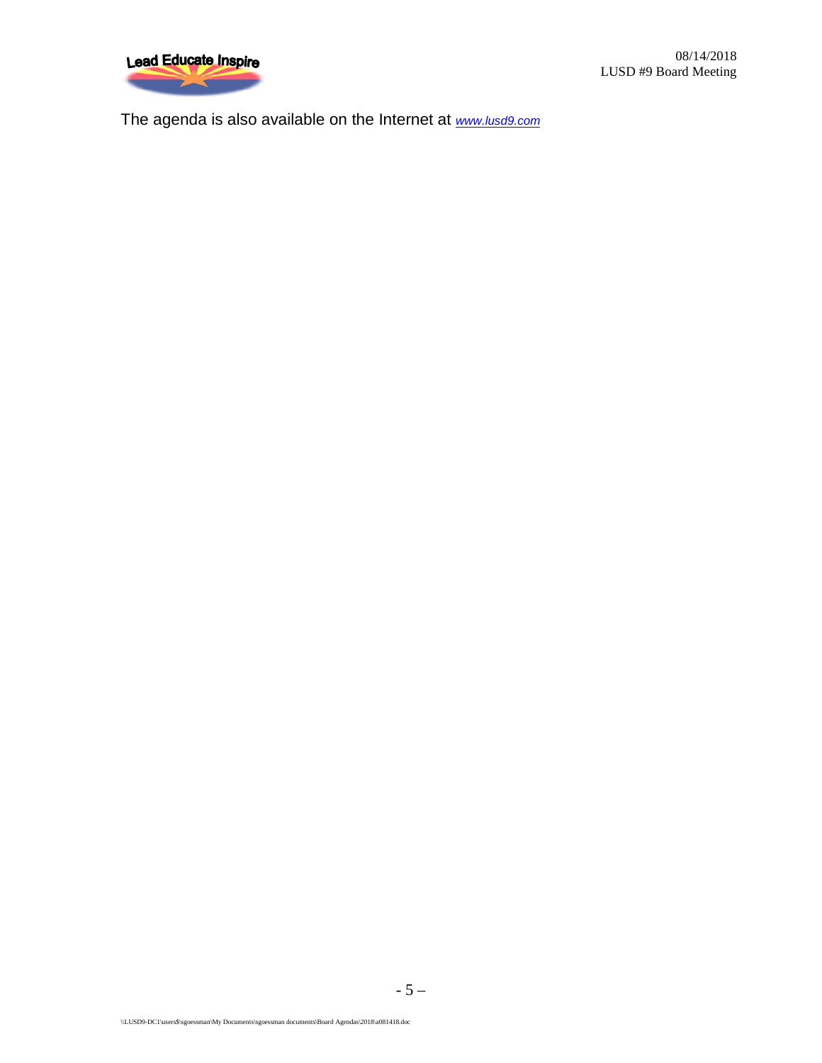The agenda is also available on the Internet at [www.lusd9.com](http://www.lusd9.com)